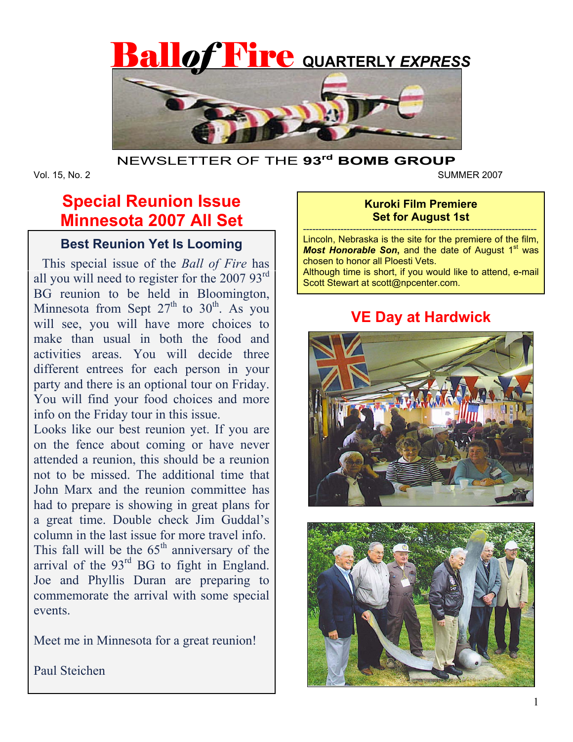# Ball*of*Fire QUARTERLY *EXPRESS*

NEWSLETTER OF THE **93rd BOMB GROUP**

Vol. 15, No. 2 SUMMER 2007

## Special Reunion Issue Minnesota 2007 All Set

### Best Reunion Yet Is Looming

This special issue of the *Ball of Fire* has all you will need to register for the 2007 93rd BG reunion to be held in Bloomington, Minnesota from Sept 27th to 30th. As you will see, you will have more choices to make than usual in both the food and activities areas. You will decide three different entrees for each person in your party and there is an optional tour on Friday. You will find your food choices and more info on the Friday tour in this issue.

Looks like our best reunion yet. If you are on the fence about coming or have never attended a reunion, this should be a reunion not to be missed. The additional time that John Marx and the reunion committee has had to prepare is showing in great plans for a great time. Double check Jim Guddal's column in the last issue for more travel info.

This fall will be the 65th anniversary of the arrival of the 93rd BG to fight in England. Joe and Phyllis Duran are preparing to commemorate the arrival with some special events.

Meet me in Minnesota for a great reunion!

Paul Steichen

### Kuroki Film Premiere Set for August 1st

Lincoln, Nebraska is the site for the premiere of the film, ***Most Honorable Son***, and the date of August 1st was chosen to honor all Ploesti Vets.

Although time is short, if you would like to attend, e-mail Scott Stewart at scott@npcenter.com.

## VE Day at Hardwick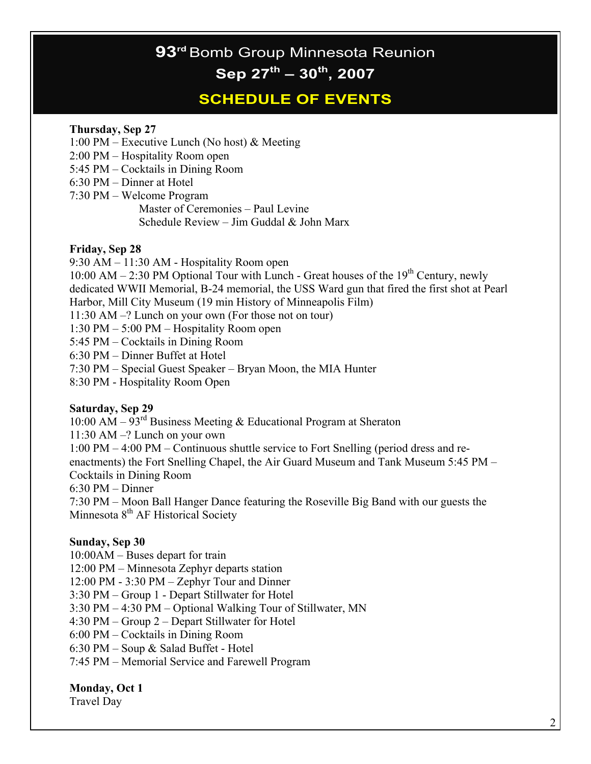# 93rd Bomb Group Minnesota Reunion

## Sep 27th – 30th, 2007

## SCHEDULE OF EVENTS

**Thursday, Sep 27**

1:00 PM – Executive Lunch (No host) & Meeting
2:00 PM – Hospitality Room open
5:45 PM – Cocktails in Dining Room
6:30 PM – Dinner at Hotel
7:30 PM – Welcome Program
    Master of Ceremonies – Paul Levine
    Schedule Review – Jim Guddal & John Marx

**Friday, Sep 28**

9:30 AM – 11:30 AM - Hospitality Room open
10:00 AM – 2:30 PM Optional Tour with Lunch - Great houses of the 19th Century, newly dedicated WWII Memorial, B-24 memorial, the USS Ward gun that fired the first shot at Pearl Harbor, Mill City Museum (19 min History of Minneapolis Film)
11:30 AM –? Lunch on your own (For those not on tour)
1:30 PM – 5:00 PM – Hospitality Room open
5:45 PM – Cocktails in Dining Room
6:30 PM – Dinner Buffet at Hotel
7:30 PM – Special Guest Speaker – Bryan Moon, the MIA Hunter
8:30 PM - Hospitality Room Open

**Saturday, Sep 29**

10:00 AM – 93rd Business Meeting & Educational Program at Sheraton
11:30 AM –? Lunch on your own
1:00 PM – 4:00 PM – Continuous shuttle service to Fort Snelling (period dress and re-enactments) the Fort Snelling Chapel, the Air Guard Museum and Tank Museum 5:45 PM – Cocktails in Dining Room
6:30 PM – Dinner
7:30 PM – Moon Ball Hanger Dance featuring the Roseville Big Band with our guests the Minnesota 8th AF Historical Society

**Sunday, Sep 30**

10:00AM – Buses depart for train
12:00 PM – Minnesota Zephyr departs station
12:00 PM - 3:30 PM – Zephyr Tour and Dinner
3:30 PM – Group 1 - Depart Stillwater for Hotel
3:30 PM – 4:30 PM – Optional Walking Tour of Stillwater, MN
4:30 PM – Group 2 – Depart Stillwater for Hotel
6:00 PM – Cocktails in Dining Room
6:30 PM – Soup & Salad Buffet - Hotel
7:45 PM – Memorial Service and Farewell Program

**Monday, Oct 1**

Travel Day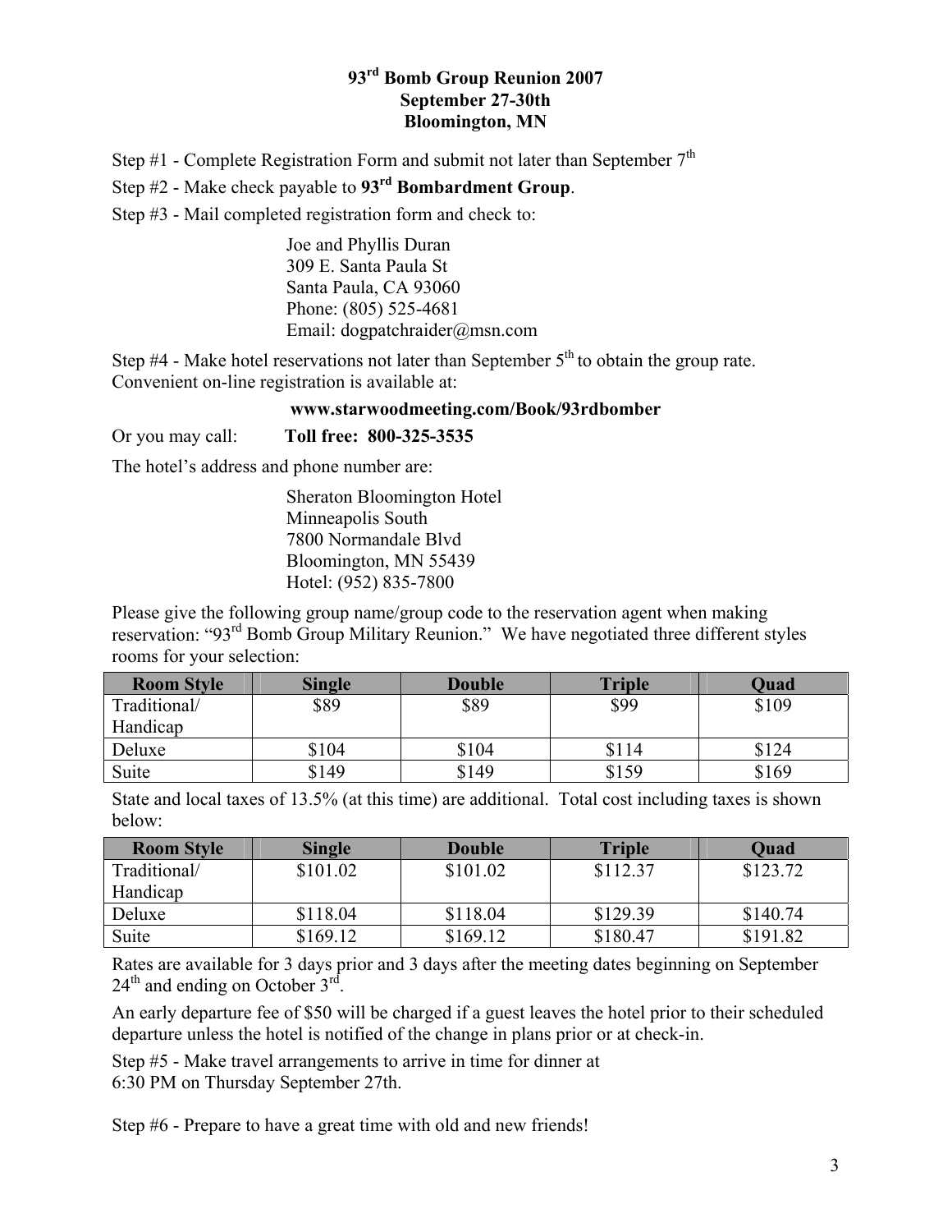# 93rd Bomb Group Reunion 2007
## September 27-30th
## Bloomington, MN

Step #1 - Complete Registration Form and submit not later than September 7th

Step #2 - Make check payable to **93rd Bombardment Group**.

Step #3 - Mail completed registration form and check to:

> Joe and Phyllis Duran
> 309 E. Santa Paula St
> Santa Paula, CA 93060
> Phone: (805) 525-4681
> Email: dogpatchraider@msn.com

Step #4 - Make hotel reservations not later than September 5th to obtain the group rate. Convenient on-line registration is available at:

**www.starwoodmeeting.com/Book/93rdbomber**

Or you may call: **Toll free: 800-325-3535**

The hotel's address and phone number are:

> Sheraton Bloomington Hotel
> Minneapolis South
> 7800 Normandale Blvd
> Bloomington, MN 55439
> Hotel: (952) 835-7800

Please give the following group name/group code to the reservation agent when making reservation: "93rd Bomb Group Military Reunion." We have negotiated three different styles rooms for your selection:

| Room Style | Single | Double | Triple | Quad |
|---|---|---|---|---|
| Traditional/ Handicap | $89 | $89 | $99 | $109 |
| Deluxe | $104 | $104 | $114 | $124 |
| Suite | $149 | $149 | $159 | $169 |

State and local taxes of 13.5% (at this time) are additional. Total cost including taxes is shown below:

| Room Style | Single | Double | Triple | Quad |
|---|---|---|---|---|
| Traditional/ Handicap | $101.02 | $101.02 | $112.37 | $123.72 |
| Deluxe | $118.04 | $118.04 | $129.39 | $140.74 |
| Suite | $169.12 | $169.12 | $180.47 | $191.82 |

Rates are available for 3 days prior and 3 days after the meeting dates beginning on September 24th and ending on October 3rd.

An early departure fee of $50 will be charged if a guest leaves the hotel prior to their scheduled departure unless the hotel is notified of the change in plans prior or at check-in.

Step #5 - Make travel arrangements to arrive in time for dinner at
6:30 PM on Thursday September 27th.

Step #6 - Prepare to have a great time with old and new friends!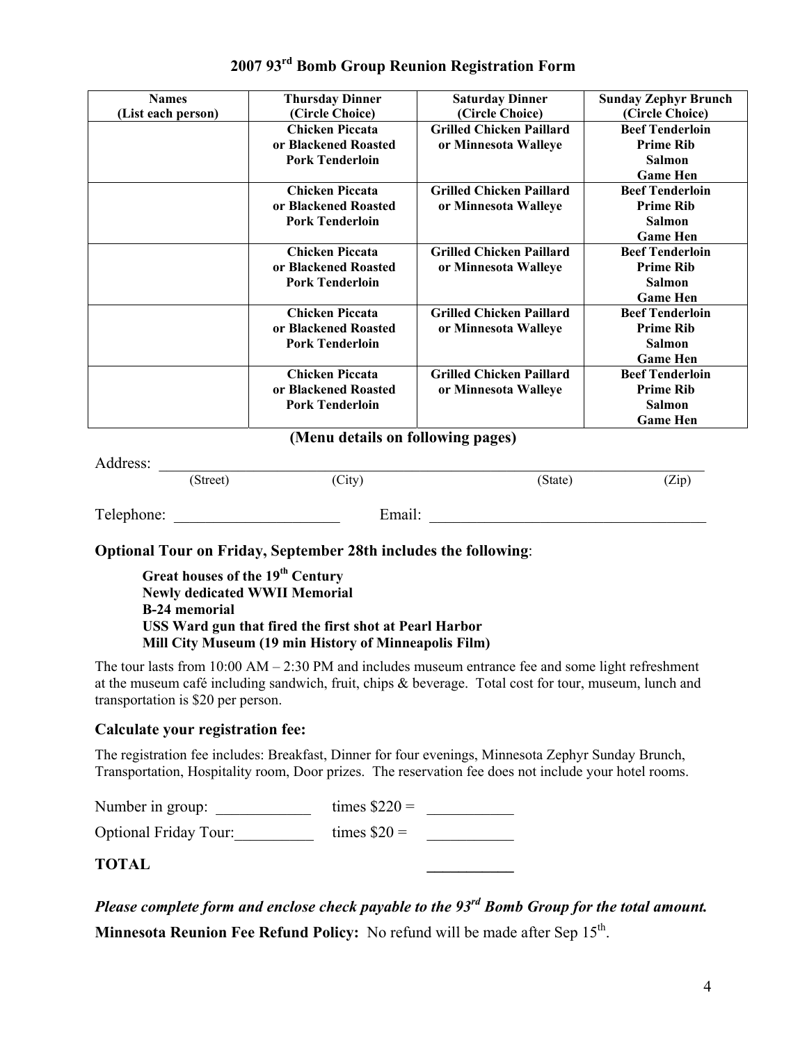# 2007 93rd Bomb Group Reunion Registration Form

| Names (List each person) | Thursday Dinner (Circle Choice) | Saturday Dinner (Circle Choice) | Sunday Zephyr Brunch (Circle Choice) |
|---|---|---|---|
| | **Chicken Piccata or Blackened Roasted Pork Tenderloin** | **Grilled Chicken Paillard or Minnesota Walleye** | **Beef Tenderloin Prime Rib Salmon Game Hen** |
| | **Chicken Piccata or Blackened Roasted Pork Tenderloin** | **Grilled Chicken Paillard or Minnesota Walleye** | **Beef Tenderloin Prime Rib Salmon Game Hen** |
| | **Chicken Piccata or Blackened Roasted Pork Tenderloin** | **Grilled Chicken Paillard or Minnesota Walleye** | **Beef Tenderloin Prime Rib Salmon Game Hen** |
| | **Chicken Piccata or Blackened Roasted Pork Tenderloin** | **Grilled Chicken Paillard or Minnesota Walleye** | **Beef Tenderloin Prime Rib Salmon Game Hen** |
| | **Chicken Piccata or Blackened Roasted Pork Tenderloin** | **Grilled Chicken Paillard or Minnesota Walleye** | **Beef Tenderloin Prime Rib Salmon Game Hen** |

**(Menu details on following pages)**

Address: ______________________________________________________________
(Street) (City) (State) (Zip)

Telephone: ____________________ Email: ______________________________

### Optional Tour on Friday, September 28th includes the following:

**Great houses of the 19th Century**
**Newly dedicated WWII Memorial**
**B-24 memorial**
**USS Ward gun that fired the first shot at Pearl Harbor**
**Mill City Museum (19 min History of Minneapolis Film)**

The tour lasts from 10:00 AM – 2:30 PM and includes museum entrance fee and some light refreshment at the museum café including sandwich, fruit, chips & beverage. Total cost for tour, museum, lunch and transportation is $20 per person.

### Calculate your registration fee:

The registration fee includes: Breakfast, Dinner for four evenings, Minnesota Zephyr Sunday Brunch, Transportation, Hospitality room, Door prizes. The reservation fee does not include your hotel rooms.

Number in group: ___________ times $220 = ___________

Optional Friday Tour:__________ times $20 = ___________

**TOTAL** ___________

***Please complete form and enclose check payable to the 93rd Bomb Group for the total amount.***

**Minnesota Reunion Fee Refund Policy:** No refund will be made after Sep 15th.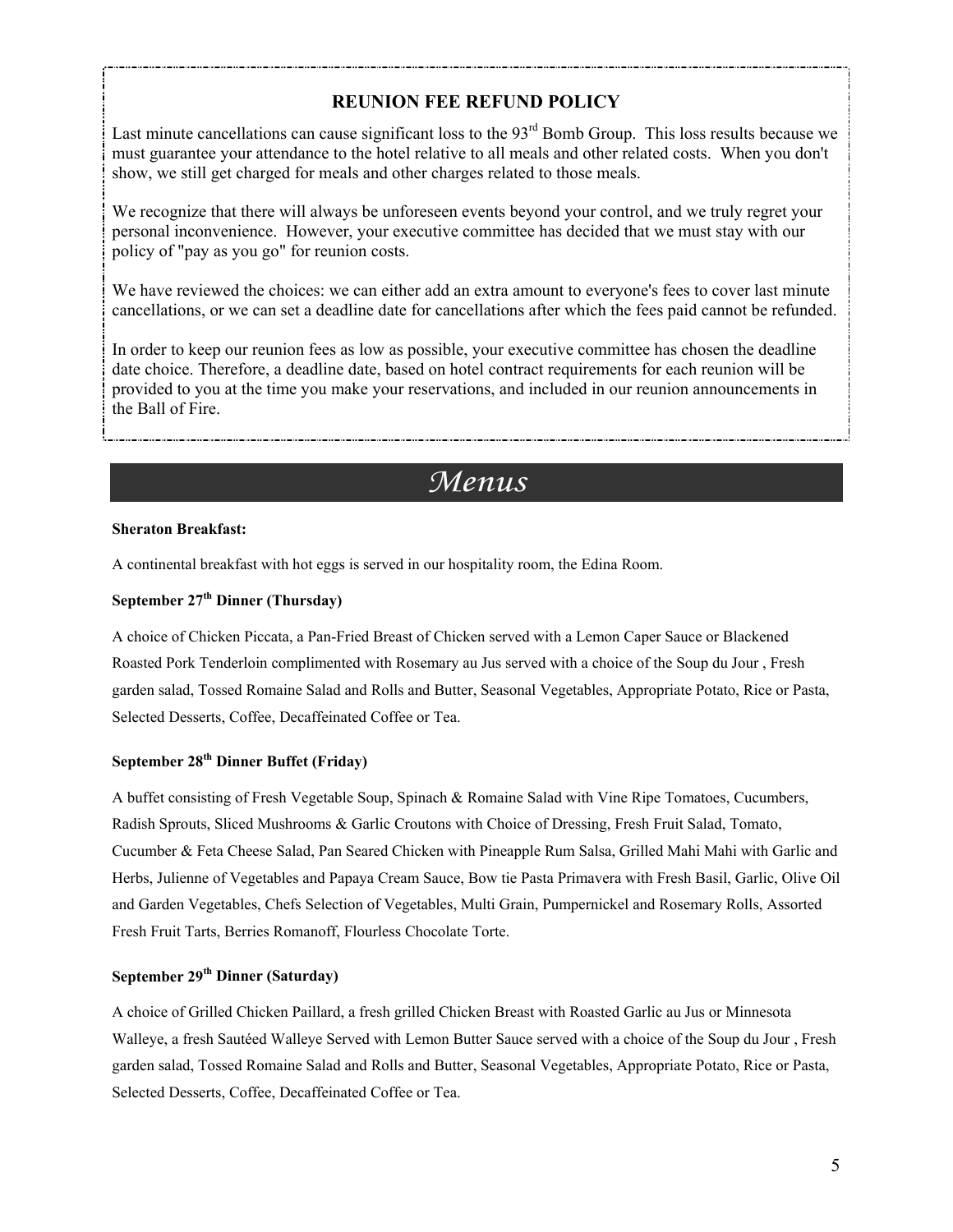## REUNION FEE REFUND POLICY

Last minute cancellations can cause significant loss to the 93rd Bomb Group. This loss results because we must guarantee your attendance to the hotel relative to all meals and other related costs. When you don't show, we still get charged for meals and other charges related to those meals.

We recognize that there will always be unforeseen events beyond your control, and we truly regret your personal inconvenience. However, your executive committee has decided that we must stay with our policy of "pay as you go" for reunion costs.

We have reviewed the choices: we can either add an extra amount to everyone's fees to cover last minute cancellations, or we can set a deadline date for cancellations after which the fees paid cannot be refunded.

In order to keep our reunion fees as low as possible, your executive committee has chosen the deadline date choice. Therefore, a deadline date, based on hotel contract requirements for each reunion will be provided to you at the time you make your reservations, and included in our reunion announcements in the Ball of Fire.

# *Menus*

**Sheraton Breakfast:**

A continental breakfast with hot eggs is served in our hospitality room, the Edina Room.

**September 27th Dinner (Thursday)**

A choice of Chicken Piccata, a Pan-Fried Breast of Chicken served with a Lemon Caper Sauce or Blackened Roasted Pork Tenderloin complimented with Rosemary au Jus served with a choice of the Soup du Jour , Fresh garden salad, Tossed Romaine Salad and Rolls and Butter, Seasonal Vegetables, Appropriate Potato, Rice or Pasta, Selected Desserts, Coffee, Decaffeinated Coffee or Tea.

**September 28th Dinner Buffet (Friday)**

A buffet consisting of Fresh Vegetable Soup, Spinach & Romaine Salad with Vine Ripe Tomatoes, Cucumbers, Radish Sprouts, Sliced Mushrooms & Garlic Croutons with Choice of Dressing, Fresh Fruit Salad, Tomato, Cucumber & Feta Cheese Salad, Pan Seared Chicken with Pineapple Rum Salsa, Grilled Mahi Mahi with Garlic and Herbs, Julienne of Vegetables and Papaya Cream Sauce, Bow tie Pasta Primavera with Fresh Basil, Garlic, Olive Oil and Garden Vegetables, Chefs Selection of Vegetables, Multi Grain, Pumpernickel and Rosemary Rolls, Assorted Fresh Fruit Tarts, Berries Romanoff, Flourless Chocolate Torte.

**September 29th Dinner (Saturday)**

A choice of Grilled Chicken Paillard, a fresh grilled Chicken Breast with Roasted Garlic au Jus or Minnesota Walleye, a fresh Sautéed Walleye Served with Lemon Butter Sauce served with a choice of the Soup du Jour , Fresh garden salad, Tossed Romaine Salad and Rolls and Butter, Seasonal Vegetables, Appropriate Potato, Rice or Pasta, Selected Desserts, Coffee, Decaffeinated Coffee or Tea.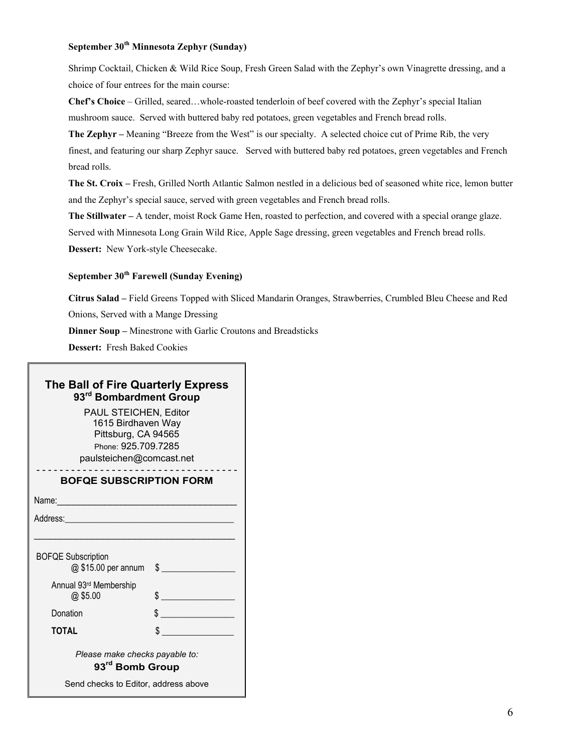**September 30th Minnesota Zephyr (Sunday)**

Shrimp Cocktail, Chicken & Wild Rice Soup, Fresh Green Salad with the Zephyr's own Vinagrette dressing, and a choice of four entrees for the main course:

**Chef's Choice** – Grilled, seared…whole-roasted tenderloin of beef covered with the Zephyr's special Italian mushroom sauce. Served with buttered baby red potatoes, green vegetables and French bread rolls.

**The Zephyr –** Meaning "Breeze from the West" is our specialty. A selected choice cut of Prime Rib, the very finest, and featuring our sharp Zephyr sauce. Served with buttered baby red potatoes, green vegetables and French bread rolls.

**The St. Croix –** Fresh, Grilled North Atlantic Salmon nestled in a delicious bed of seasoned white rice, lemon butter and the Zephyr's special sauce, served with green vegetables and French bread rolls.

**The Stillwater –** A tender, moist Rock Game Hen, roasted to perfection, and covered with a special orange glaze. Served with Minnesota Long Grain Wild Rice, Apple Sage dressing, green vegetables and French bread rolls.

**Dessert:** New York-style Cheesecake.

**September 30th Farewell (Sunday Evening)**

**Citrus Salad –** Field Greens Topped with Sliced Mandarin Oranges, Strawberries, Crumbled Bleu Cheese and Red Onions, Served with a Mange Dressing

**Dinner Soup –** Minestrone with Garlic Croutons and Breadsticks

**Dessert:** Fresh Baked Cookies

## The Ball of Fire Quarterly Express
### 93rd Bombardment Group

PAUL STEICHEN, Editor
1615 Birdhaven Way
Pittsburg, CA 94565
Phone: 925.709.7285
paulsteichen@comcast.net

- - - - - - - - - - - - - - - - - - - - - - - - - - - - - - - - - -

**BOFQE SUBSCRIPTION FORM**

Name:______________________________________

Address:____________________________________

____________________________________________

| | |
|---|---|
| BOFQE Subscription @ $15.00 per annum | $ ________________ |
| Annual 93rd Membership @ $5.00 | $ ________________ |
| Donation | $ ________________ |
| **TOTAL** | $ ________________ |

*Please make checks payable to:*

**93rd Bomb Group**

Send checks to Editor, address above